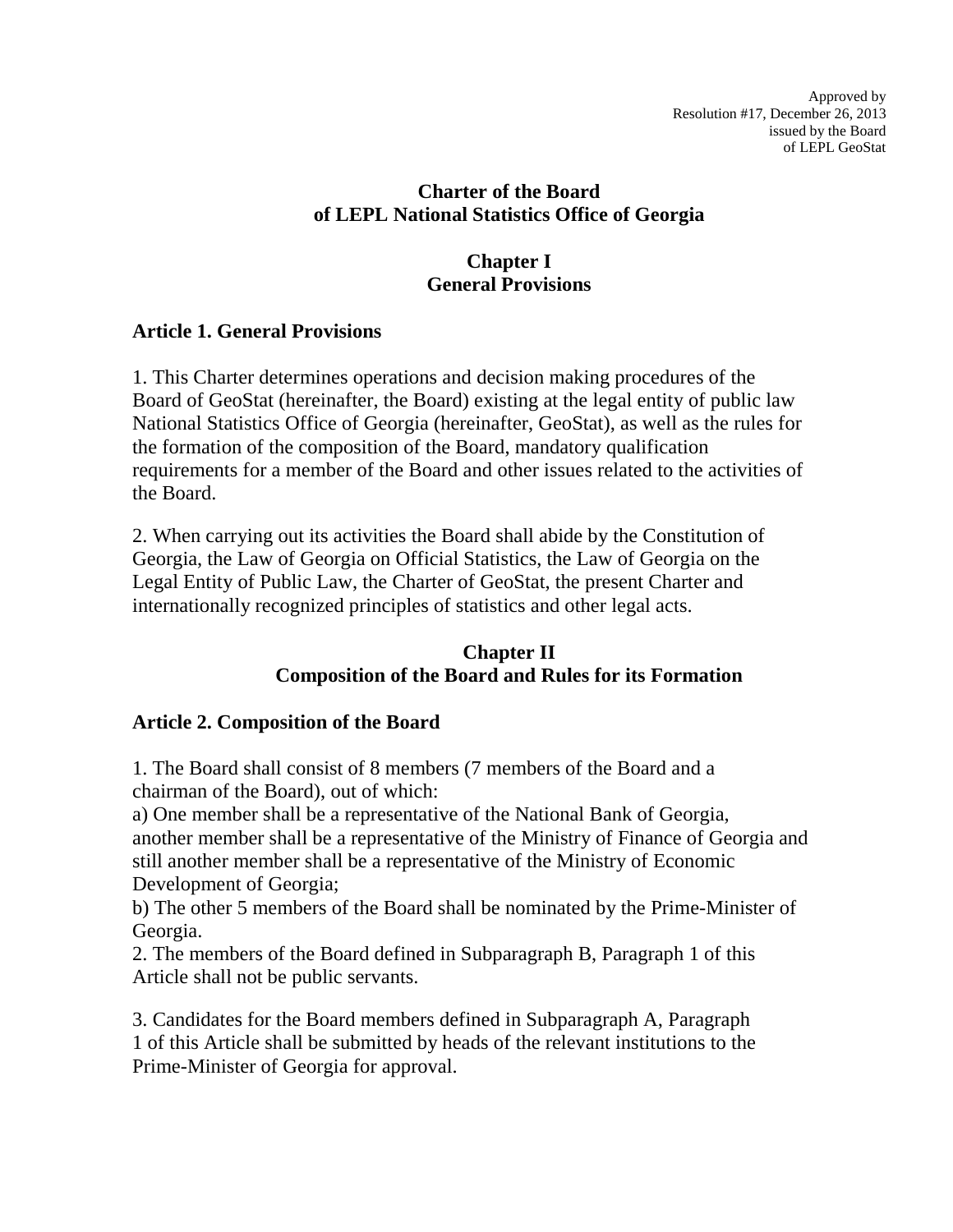Approved by
Resolution #17, December 26, 2013
issued by the Board
of LEPL GeoStat

# Charter of the Board of LEPL National Statistics Office of Georgia

## Chapter I
## General Provisions

### Article 1. General Provisions

1. This Charter determines operations and decision making procedures of the Board of GeoStat (hereinafter, the Board) existing at the legal entity of public law National Statistics Office of Georgia (hereinafter, GeoStat), as well as the rules for the formation of the composition of the Board, mandatory qualification requirements for a member of the Board and other issues related to the activities of the Board.

2. When carrying out its activities the Board shall abide by the Constitution of Georgia, the Law of Georgia on Official Statistics, the Law of Georgia on the Legal Entity of Public Law, the Charter of GeoStat, the present Charter and internationally recognized principles of statistics and other legal acts.

## Chapter II
## Composition of the Board and Rules for its Formation

### Article 2. Composition of the Board

1. The Board shall consist of 8 members (7 members of the Board and a chairman of the Board), out of which:
a) One member shall be a representative of the National Bank of Georgia, another member shall be a representative of the Ministry of Finance of Georgia and still another member shall be a representative of the Ministry of Economic Development of Georgia;
b) The other 5 members of the Board shall be nominated by the Prime-Minister of Georgia.
2. The members of the Board defined in Subparagraph B, Paragraph 1 of this Article shall not be public servants.

3. Candidates for the Board members defined in Subparagraph A, Paragraph 1 of this Article shall be submitted by heads of the relevant institutions to the Prime-Minister of Georgia for approval.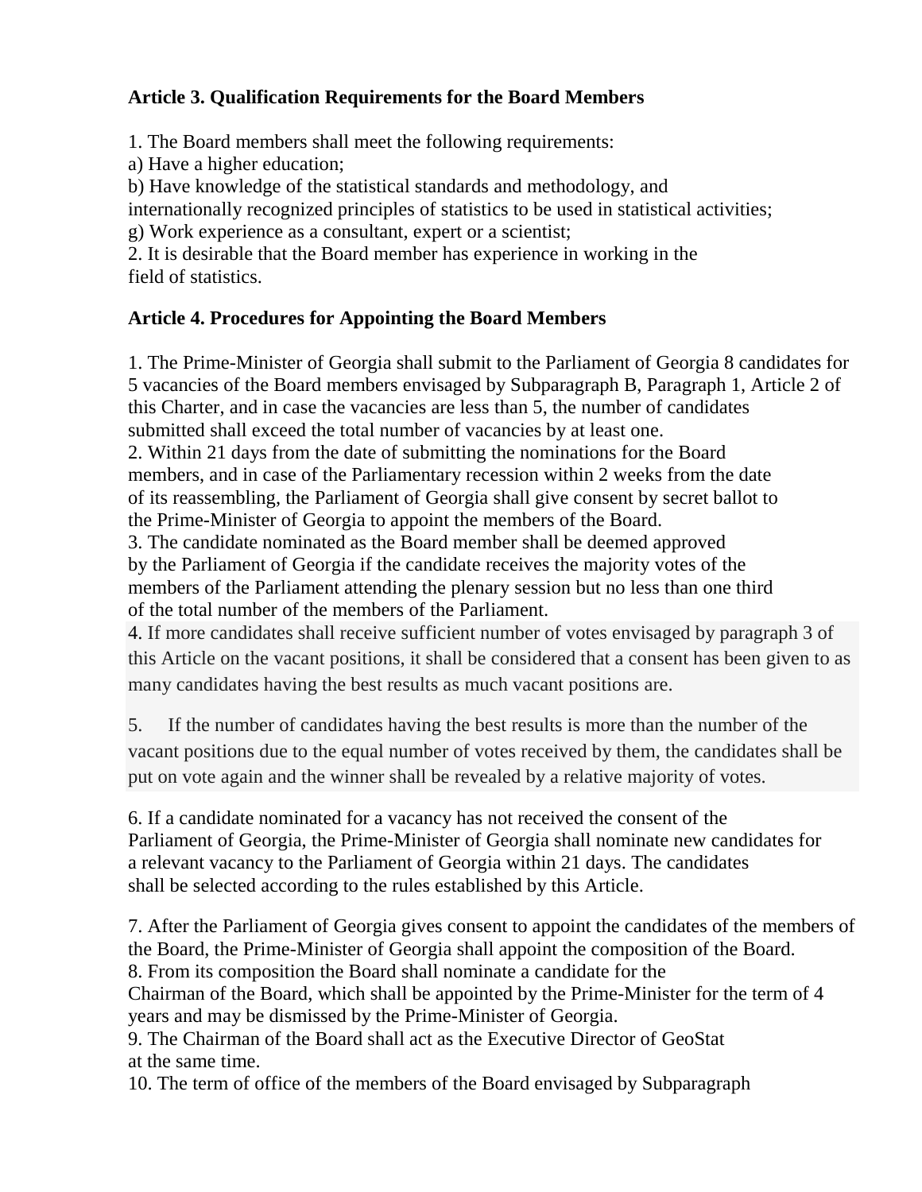### Article 3. Qualification Requirements for the Board Members

1. The Board members shall meet the following requirements:
a) Have a higher education;
b) Have knowledge of the statistical standards and methodology, and internationally recognized principles of statistics to be used in statistical activities;
g) Work experience as a consultant, expert or a scientist;
2. It is desirable that the Board member has experience in working in the field of statistics.

### Article 4. Procedures for Appointing the Board Members

1. The Prime-Minister of Georgia shall submit to the Parliament of Georgia 8 candidates for 5 vacancies of the Board members envisaged by Subparagraph B, Paragraph 1, Article 2 of this Charter, and in case the vacancies are less than 5, the number of candidates submitted shall exceed the total number of vacancies by at least one.
2. Within 21 days from the date of submitting the nominations for the Board members, and in case of the Parliamentary recession within 2 weeks from the date of its reassembling, the Parliament of Georgia shall give consent by secret ballot to the Prime-Minister of Georgia to appoint the members of the Board.
3. The candidate nominated as the Board member shall be deemed approved by the Parliament of Georgia if the candidate receives the majority votes of the members of the Parliament attending the plenary session but no less than one third of the total number of the members of the Parliament.
4. If more candidates shall receive sufficient number of votes envisaged by paragraph 3 of this Article on the vacant positions, it shall be considered that a consent has been given to as many candidates having the best results as much vacant positions are.

5. If the number of candidates having the best results is more than the number of the vacant positions due to the equal number of votes received by them, the candidates shall be put on vote again and the winner shall be revealed by a relative majority of votes.

6. If a candidate nominated for a vacancy has not received the consent of the Parliament of Georgia, the Prime-Minister of Georgia shall nominate new candidates for a relevant vacancy to the Parliament of Georgia within 21 days. The candidates shall be selected according to the rules established by this Article.

7. After the Parliament of Georgia gives consent to appoint the candidates of the members of the Board, the Prime-Minister of Georgia shall appoint the composition of the Board.
8. From its composition the Board shall nominate a candidate for the Chairman of the Board, which shall be appointed by the Prime-Minister for the term of 4 years and may be dismissed by the Prime-Minister of Georgia.
9. The Chairman of the Board shall act as the Executive Director of GeoStat at the same time.
10. The term of office of the members of the Board envisaged by Subparagraph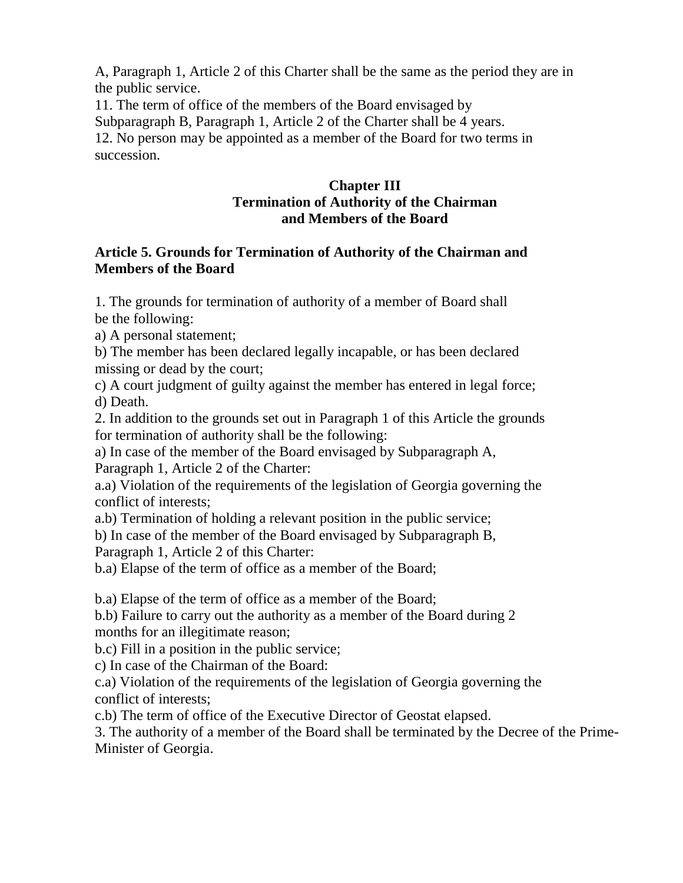A, Paragraph 1, Article 2 of this Charter shall be the same as the period they are in the public service.

11. The term of office of the members of the Board envisaged by Subparagraph B, Paragraph 1, Article 2 of the Charter shall be 4 years.

12. No person may be appointed as a member of the Board for two terms in succession.

## Chapter III
## Termination of Authority of the Chairman and Members of the Board

### Article 5. Grounds for Termination of Authority of the Chairman and Members of the Board

1. The grounds for termination of authority of a member of Board shall be the following:

a) A personal statement;

b) The member has been declared legally incapable, or has been declared missing or dead by the court;

c) A court judgment of guilty against the member has entered in legal force;

d) Death.

2. In addition to the grounds set out in Paragraph 1 of this Article the grounds for termination of authority shall be the following:

a) In case of the member of the Board envisaged by Subparagraph A, Paragraph 1, Article 2 of the Charter:

a.a) Violation of the requirements of the legislation of Georgia governing the conflict of interests;

a.b) Termination of holding a relevant position in the public service;

b) In case of the member of the Board envisaged by Subparagraph B, Paragraph 1, Article 2 of this Charter:

b.a) Elapse of the term of office as a member of the Board;

b.a) Elapse of the term of office as a member of the Board;

b.b) Failure to carry out the authority as a member of the Board during 2 months for an illegitimate reason;

b.c) Fill in a position in the public service;

c) In case of the Chairman of the Board:

c.a) Violation of the requirements of the legislation of Georgia governing the conflict of interests;

c.b) The term of office of the Executive Director of Geostat elapsed.

3. The authority of a member of the Board shall be terminated by the Decree of the Prime-Minister of Georgia.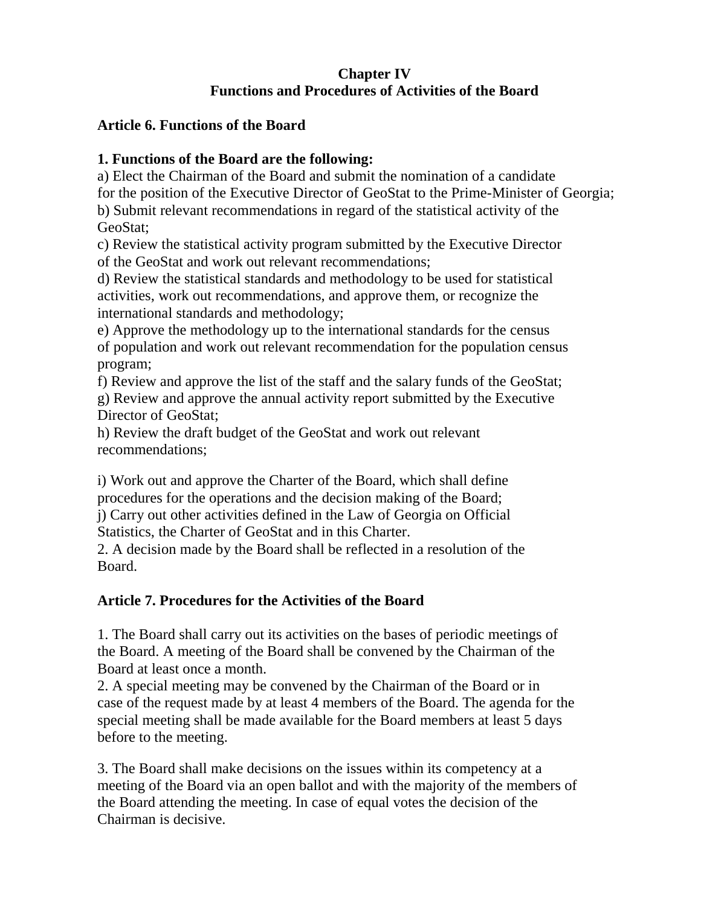## Chapter IV
## Functions and Procedures of Activities of the Board

### Article 6. Functions of the Board

**1. Functions of the Board are the following:**

a) Elect the Chairman of the Board and submit the nomination of a candidate for the position of the Executive Director of GeoStat to the Prime-Minister of Georgia;
b) Submit relevant recommendations in regard of the statistical activity of the GeoStat;
c) Review the statistical activity program submitted by the Executive Director of the GeoStat and work out relevant recommendations;
d) Review the statistical standards and methodology to be used for statistical activities, work out recommendations, and approve them, or recognize the international standards and methodology;
e) Approve the methodology up to the international standards for the census of population and work out relevant recommendation for the population census program;
f) Review and approve the list of the staff and the salary funds of the GeoStat;
g) Review and approve the annual activity report submitted by the Executive Director of GeoStat;
h) Review the draft budget of the GeoStat and work out relevant recommendations;

i) Work out and approve the Charter of the Board, which shall define procedures for the operations and the decision making of the Board;
j) Carry out other activities defined in the Law of Georgia on Official Statistics, the Charter of GeoStat and in this Charter.

2. A decision made by the Board shall be reflected in a resolution of the Board.

### Article 7. Procedures for the Activities of the Board

1. The Board shall carry out its activities on the bases of periodic meetings of the Board. A meeting of the Board shall be convened by the Chairman of the Board at least once a month.
2. A special meeting may be convened by the Chairman of the Board or in case of the request made by at least 4 members of the Board. The agenda for the special meeting shall be made available for the Board members at least 5 days before to the meeting.

3. The Board shall make decisions on the issues within its competency at a meeting of the Board via an open ballot and with the majority of the members of the Board attending the meeting. In case of equal votes the decision of the Chairman is decisive.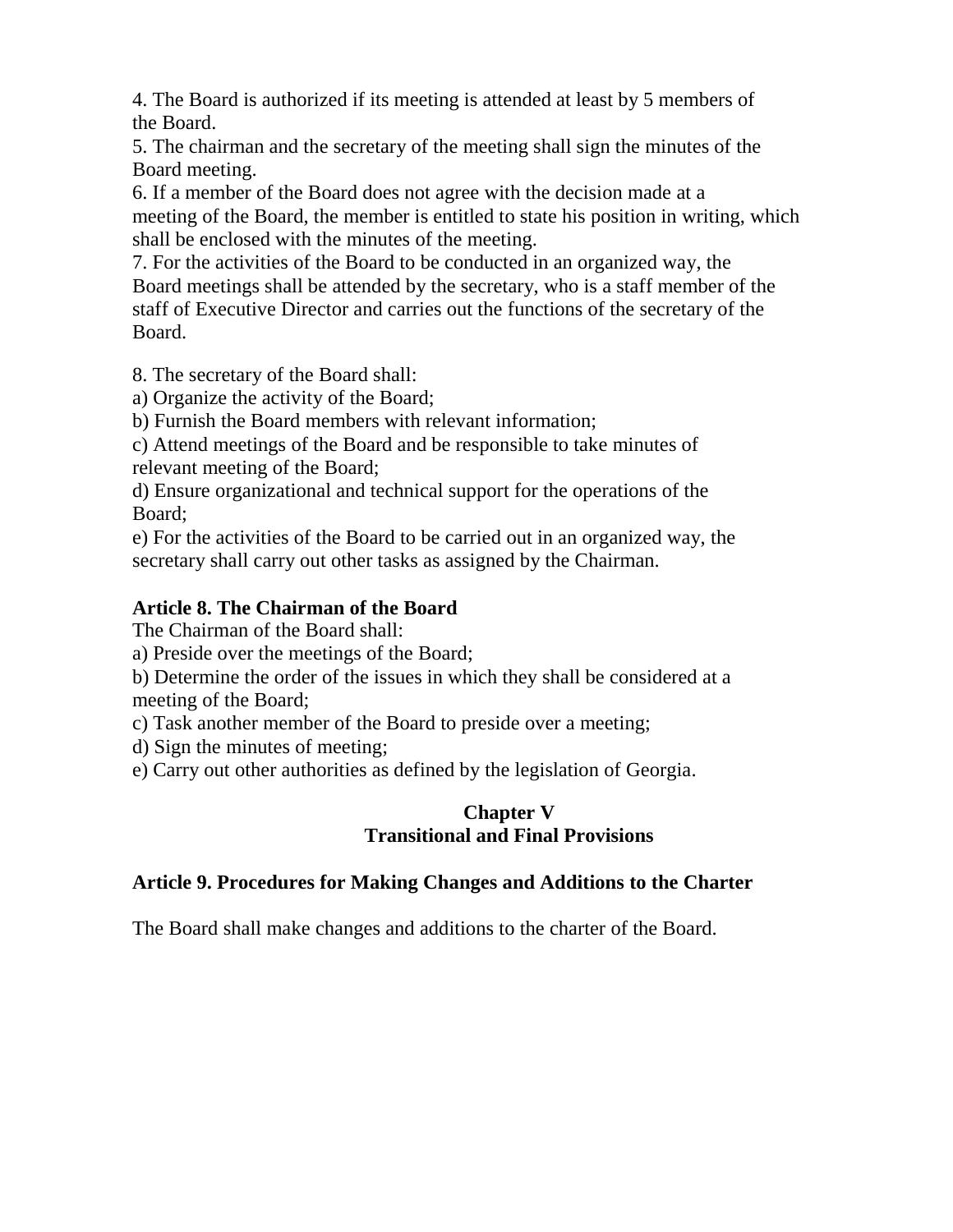4. The Board is authorized if its meeting is attended at least by 5 members of the Board.

5. The chairman and the secretary of the meeting shall sign the minutes of the Board meeting.

6. If a member of the Board does not agree with the decision made at a meeting of the Board, the member is entitled to state his position in writing, which shall be enclosed with the minutes of the meeting.

7. For the activities of the Board to be conducted in an organized way, the Board meetings shall be attended by the secretary, who is a staff member of the staff of Executive Director and carries out the functions of the secretary of the Board.

8. The secretary of the Board shall:

a) Organize the activity of the Board;

b) Furnish the Board members with relevant information;

c) Attend meetings of the Board and be responsible to take minutes of relevant meeting of the Board;

d) Ensure organizational and technical support for the operations of the Board;

e) For the activities of the Board to be carried out in an organized way, the secretary shall carry out other tasks as assigned by the Chairman.

**Article 8. The Chairman of the Board**

The Chairman of the Board shall:

a) Preside over the meetings of the Board;

b) Determine the order of the issues in which they shall be considered at a meeting of the Board;

c) Task another member of the Board to preside over a meeting;

d) Sign the minutes of meeting;

e) Carry out other authorities as defined by the legislation of Georgia.

## Chapter V
## Transitional and Final Provisions

**Article 9. Procedures for Making Changes and Additions to the Charter**

The Board shall make changes and additions to the charter of the Board.